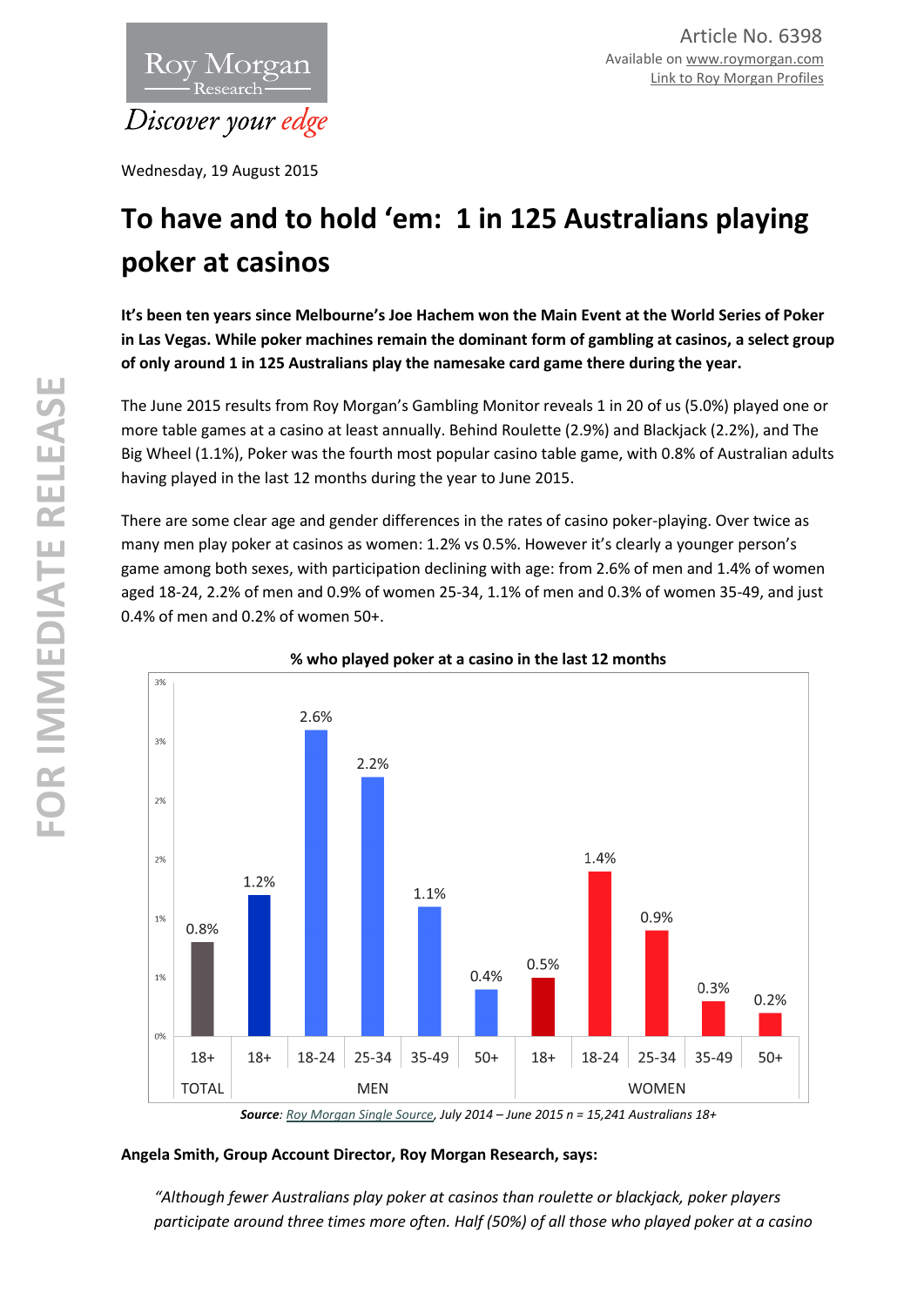Roy Morgan Research

*Discover your edge*

Article No. 6398
Available on www.roymorgan.com
Link to Roy Morgan Profiles

Wednesday, 19 August 2015

# To have and to hold 'em: 1 in 125 Australians playing poker at casinos

**It's been ten years since Melbourne's Joe Hachem won the Main Event at the World Series of Poker in Las Vegas. While poker machines remain the dominant form of gambling at casinos, a select group of only around 1 in 125 Australians play the namesake card game there during the year.**

The June 2015 results from Roy Morgan's Gambling Monitor reveals 1 in 20 of us (5.0%) played one or more table games at a casino at least annually. Behind Roulette (2.9%) and Blackjack (2.2%), and The Big Wheel (1.1%), Poker was the fourth most popular casino table game, with 0.8% of Australian adults having played in the last 12 months during the year to June 2015.

There are some clear age and gender differences in the rates of casino poker-playing. Over twice as many men play poker at casinos as women: 1.2% vs 0.5%. However it's clearly a younger person's game among both sexes, with participation declining with age: from 2.6% of men and 1.4% of women aged 18-24, 2.2% of men and 0.9% of women 25-34, 1.1% of men and 0.3% of women 35-49, and just 0.4% of men and 0.2% of women 50+.

**% who played poker at a casino in the last 12 months**

| | TOTAL | MEN | | | | | WOMEN | | | | |
|---|---|---|---|---|---|---|---|---|---|---|---|
| | 18+ | 18+ | 18-24 | 25-34 | 35-49 | 50+ | 18+ | 18-24 | 25-34 | 35-49 | 50+ |
| % | 0.8% | 1.2% | 2.6% | 2.2% | 1.1% | 0.4% | 0.5% | 1.4% | 0.9% | 0.3% | 0.2% |

***Source**: Roy Morgan Single Source, July 2014 – June 2015 n = 15,241 Australians 18+*

**Angela Smith, Group Account Director, Roy Morgan Research, says:**

*"Although fewer Australians play poker at casinos than roulette or blackjack, poker players participate around three times more often. Half (50%) of all those who played poker at a casino*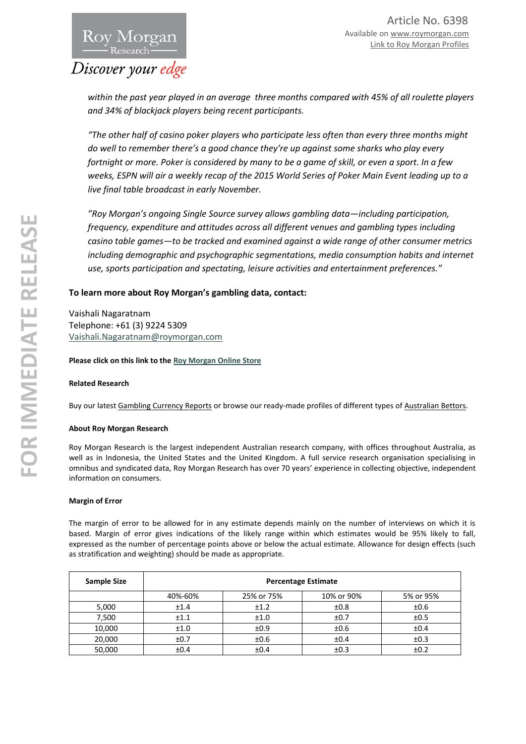*within the past year played in an average three months compared with 45% of all roulette players and 34% of blackjack players being recent participants.*

*"The other half of casino poker players who participate less often than every three months might do well to remember there's a good chance they're up against some sharks who play every fortnight or more. Poker is considered by many to be a game of skill, or even a sport. In a few weeks, ESPN will air a weekly recap of the 2015 World Series of Poker Main Event leading up to a live final table broadcast in early November.*

*"Roy Morgan's ongoing Single Source survey allows gambling data—including participation, frequency, expenditure and attitudes across all different venues and gambling types including casino table games—to be tracked and examined against a wide range of other consumer metrics including demographic and psychographic segmentations, media consumption habits and internet use, sports participation and spectating, leisure activities and entertainment preferences."*

**To learn more about Roy Morgan's gambling data, contact:**

Vaishali Nagaratnam
Telephone: +61 (3) 9224 5309
Vaishali.Nagaratnam@roymorgan.com

**Please click on this link to the Roy Morgan Online Store**

**Related Research**

Buy our latest Gambling Currency Reports or browse our ready-made profiles of different types of Australian Bettors.

**About Roy Morgan Research**

Roy Morgan Research is the largest independent Australian research company, with offices throughout Australia, as well as in Indonesia, the United States and the United Kingdom. A full service research organisation specialising in omnibus and syndicated data, Roy Morgan Research has over 70 years' experience in collecting objective, independent information on consumers.

**Margin of Error**

The margin of error to be allowed for in any estimate depends mainly on the number of interviews on which it is based. Margin of error gives indications of the likely range within which estimates would be 95% likely to fall, expressed as the number of percentage points above or below the actual estimate. Allowance for design effects (such as stratification and weighting) should be made as appropriate.

| **Sample Size** | **Percentage Estimate** | | | |
|---|---|---|---|---|
| | 40%-60% | 25% or 75% | 10% or 90% | 5% or 95% |
| 5,000 | ±1.4 | ±1.2 | ±0.8 | ±0.6 |
| 7,500 | ±1.1 | ±1.0 | ±0.7 | ±0.5 |
| 10,000 | ±1.0 | ±0.9 | ±0.6 | ±0.4 |
| 20,000 | ±0.7 | ±0.6 | ±0.4 | ±0.3 |
| 50,000 | ±0.4 | ±0.4 | ±0.3 | ±0.2 |